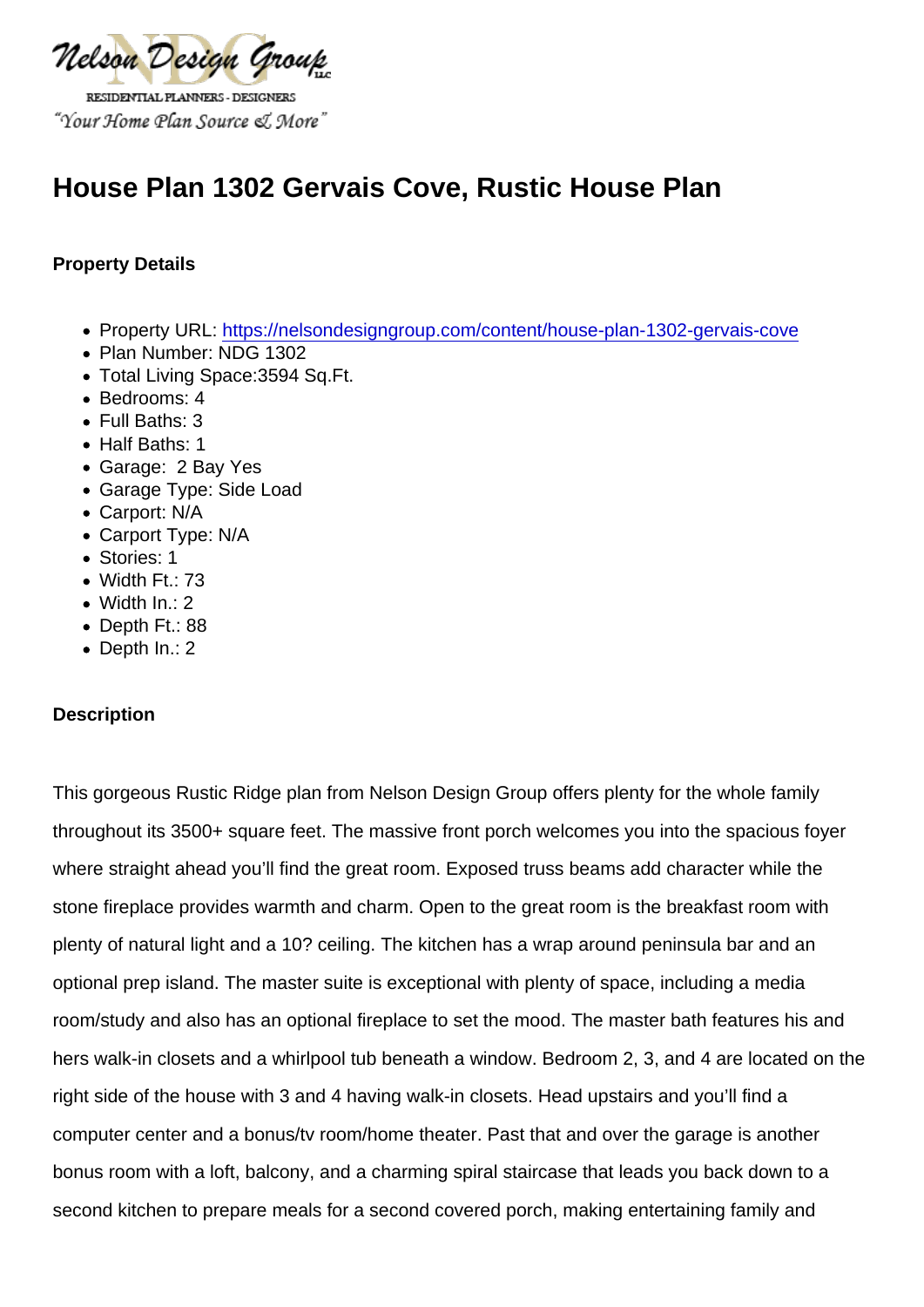Nelson Design Group LLC

RESIDENTIAL PLANNERS - DESIGNERS

"Your Home Plan Source & More"

# House Plan 1302 Gervais Cove, Rustic House Plan

### Property Details

- Property URL: https://nelsondesigngroup.com/content/house-plan-1302-gervais-cove
- Plan Number: NDG 1302
- Total Living Space:3594 Sq.Ft.
- Bedrooms: 4
- Full Baths: 3
- Half Baths: 1
- Garage: 2 Bay Yes
- Garage Type: Side Load
- Carport: N/A
- Carport Type: N/A
- Stories: 1
- Width Ft.: 73
- Width In.: 2
- Depth Ft.: 88
- Depth In.: 2

### Description

This gorgeous Rustic Ridge plan from Nelson Design Group offers plenty for the whole family throughout its 3500+ square feet. The massive front porch welcomes you into the spacious foyer where straight ahead you'll find the great room. Exposed truss beams add character while the stone fireplace provides warmth and charm. Open to the great room is the breakfast room with plenty of natural light and a 10? ceiling. The kitchen has a wrap around peninsula bar and an optional prep island. The master suite is exceptional with plenty of space, including a media room/study and also has an optional fireplace to set the mood. The master bath features his and hers walk-in closets and a whirlpool tub beneath a window. Bedroom 2, 3, and 4 are located on the right side of the house with 3 and 4 having walk-in closets. Head upstairs and you'll find a computer center and a bonus/tv room/home theater. Past that and over the garage is another bonus room with a loft, balcony, and a charming spiral staircase that leads you back down to a second kitchen to prepare meals for a second covered porch, making entertaining family and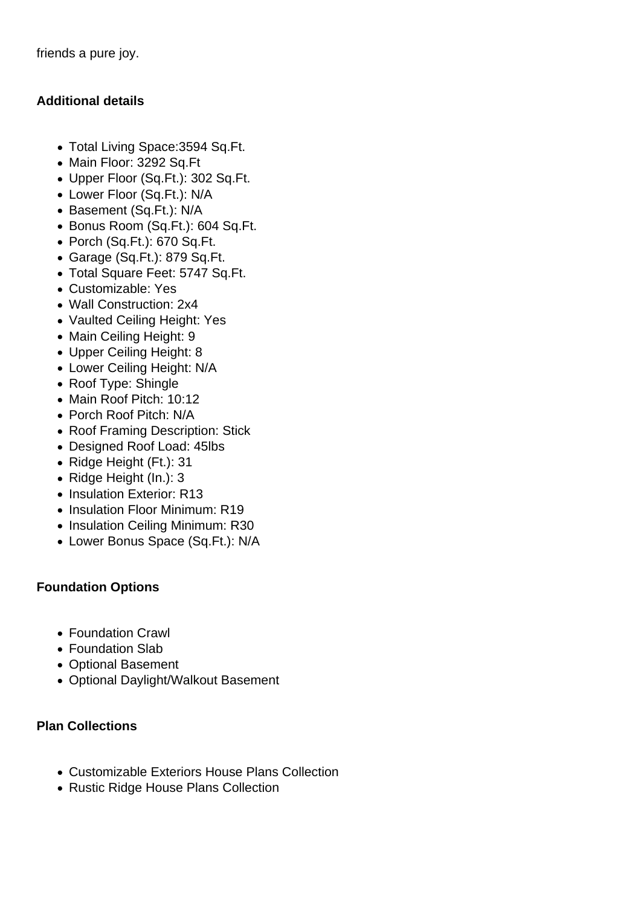friends a pure joy.

**Additional details**

- Total Living Space:3594 Sq.Ft.
- Main Floor: 3292 Sq.Ft
- Upper Floor (Sq.Ft.): 302 Sq.Ft.
- Lower Floor (Sq.Ft.): N/A
- Basement (Sq.Ft.): N/A
- Bonus Room (Sq.Ft.): 604 Sq.Ft.
- Porch (Sq.Ft.): 670 Sq.Ft.
- Garage (Sq.Ft.): 879 Sq.Ft.
- Total Square Feet: 5747 Sq.Ft.
- Customizable: Yes
- Wall Construction: 2x4
- Vaulted Ceiling Height: Yes
- Main Ceiling Height: 9
- Upper Ceiling Height: 8
- Lower Ceiling Height: N/A
- Roof Type: Shingle
- Main Roof Pitch: 10:12
- Porch Roof Pitch: N/A
- Roof Framing Description: Stick
- Designed Roof Load: 45lbs
- Ridge Height (Ft.): 31
- Ridge Height (In.): 3
- Insulation Exterior: R13
- Insulation Floor Minimum: R19
- Insulation Ceiling Minimum: R30
- Lower Bonus Space (Sq.Ft.): N/A

**Foundation Options**

- Foundation Crawl
- Foundation Slab
- Optional Basement
- Optional Daylight/Walkout Basement

**Plan Collections**

- Customizable Exteriors House Plans Collection
- Rustic Ridge House Plans Collection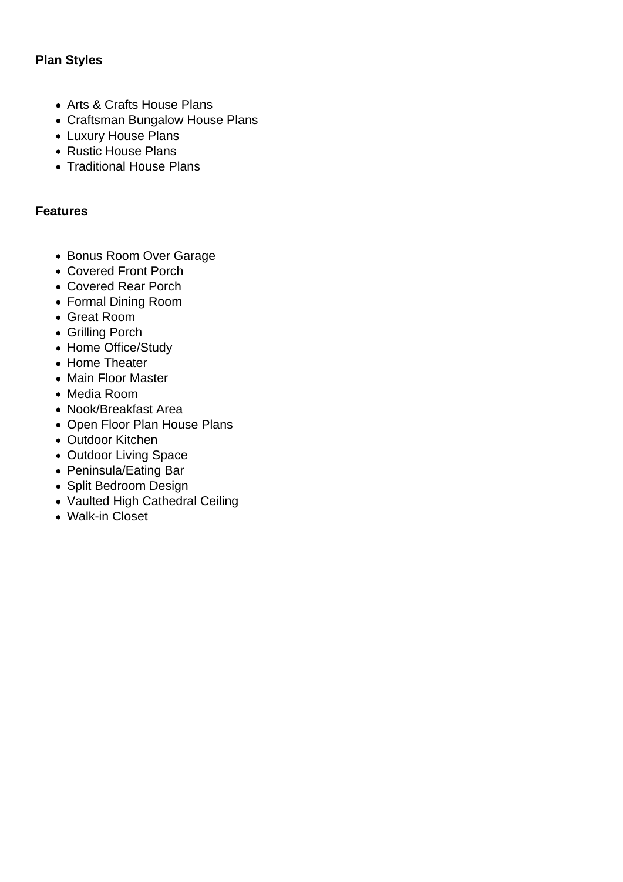**Plan Styles**

- Arts & Crafts House Plans
- Craftsman Bungalow House Plans
- Luxury House Plans
- Rustic House Plans
- Traditional House Plans

**Features**

- Bonus Room Over Garage
- Covered Front Porch
- Covered Rear Porch
- Formal Dining Room
- Great Room
- Grilling Porch
- Home Office/Study
- Home Theater
- Main Floor Master
- Media Room
- Nook/Breakfast Area
- Open Floor Plan House Plans
- Outdoor Kitchen
- Outdoor Living Space
- Peninsula/Eating Bar
- Split Bedroom Design
- Vaulted High Cathedral Ceiling
- Walk-in Closet